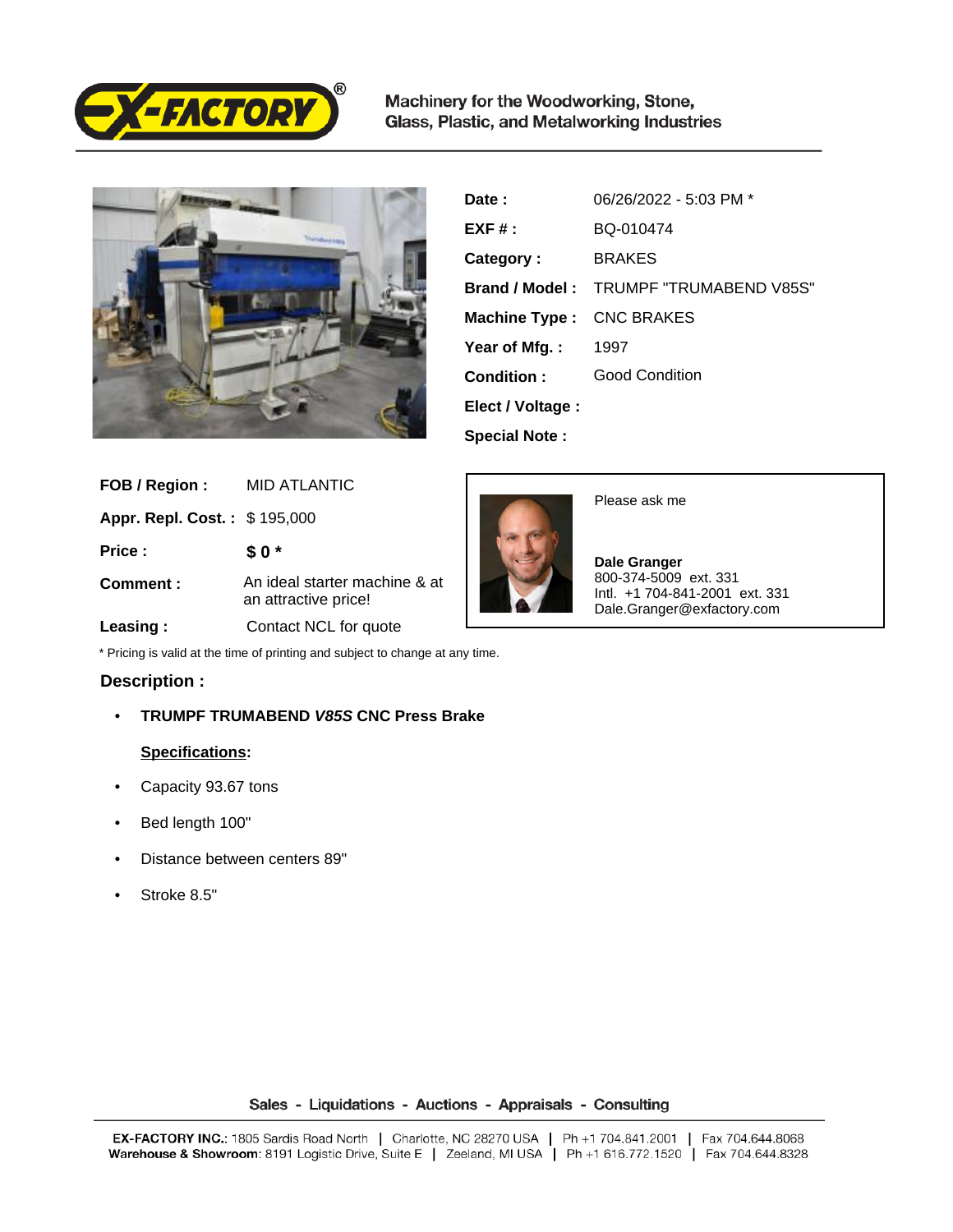Machinery for the Woodworking, Stone, Glass, Plastic, and Metalworking Industries

| | |
|---|---|
| **Date :** | 06/26/2022 - 5:03 PM * |
| **EXF # :** | BQ-010474 |
| **Category :** | BRAKES |
| **Brand / Model :** | TRUMPF "TRUMABEND V85S" |
| **Machine Type :** | CNC BRAKES |
| **Year of Mfg. :** | 1997 |
| **Condition :** | Good Condition |
| **Elect / Voltage :** | |
| **Special Note :** | |

| | |
|---|---|
| **FOB / Region :** | MID ATLANTIC |
| **Appr. Repl. Cost. :** | $ 195,000 |
| **Price :** | **$ 0 *** |
| **Comment :** | An ideal starter machine & at an attractive price! |
| **Leasing :** | Contact NCL for quote |

Please ask me

**Dale Granger**
800-374-5009 ext. 331
Intl. +1 704-841-2001 ext. 331
Dale.Granger@exfactory.com

* Pricing is valid at the time of printing and subject to change at any time.

## Description :

- **TRUMPF TRUMABEND *V85S* CNC Press Brake**

**Specifications:**

- Capacity 93.67 tons
- Bed length 100"
- Distance between centers 89"
- Stroke 8.5"

Sales - Liquidations - Auctions - Appraisals - Consulting

**EX-FACTORY INC.**: 1805 Sardis Road North | Charlotte, NC 28270 USA | Ph +1 704.841.2001 | Fax 704.644.8068
**Warehouse & Showroom**: 8191 Logistic Drive, Suite E | Zeeland, MI USA | Ph +1 616.772.1520 | Fax 704.644.8328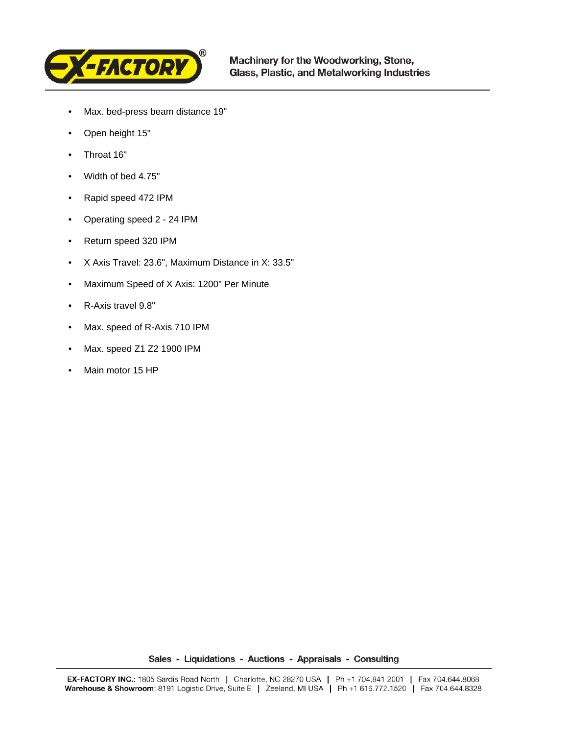- Max. bed-press beam distance 19"
- Open height 15"
- Throat 16"
- Width of bed 4.75"
- Rapid speed 472 IPM
- Operating speed 2 - 24 IPM
- Return speed 320 IPM
- X Axis Travel: 23.6", Maximum Distance in X: 33.5"
- Maximum Speed of X Axis: 1200" Per Minute
- R-Axis travel 9.8"
- Max. speed of R-Axis 710 IPM
- Max. speed Z1 Z2 1900 IPM
- Main motor 15 HP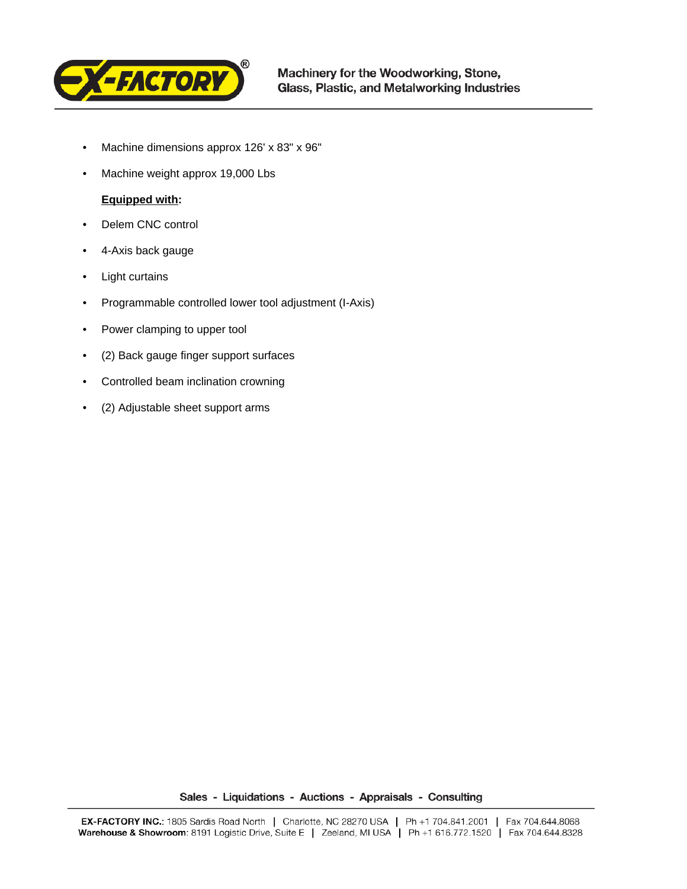- Machine dimensions approx 126' x 83" x 96"
- Machine weight approx 19,000 Lbs

**Equipped with:**

- Delem CNC control
- 4-Axis back gauge
- Light curtains
- Programmable controlled lower tool adjustment (I-Axis)
- Power clamping to upper tool
- (2) Back gauge finger support surfaces
- Controlled beam inclination crowning
- (2) Adjustable sheet support arms